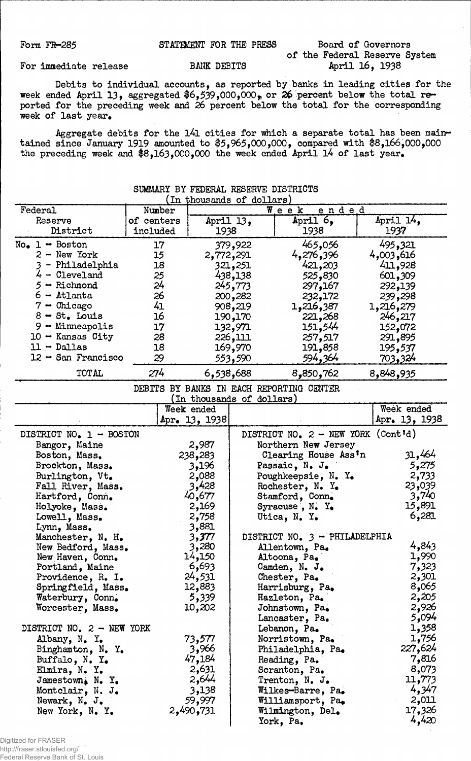Form FR-285 STATEMENT FOR THE PRESS Board of Governors of the Federal Reserve System

For immediate release BANK DEBITS April 16, 1938

Debits to individual accounts, as reported by banks in leading cities for the week ended April 13, aggregated $6,539,000,000, or 26 percent below the total reported for the preceding week and 26 percent below the total for the corresponding week of last year.

Aggregate debits for the 141 cities for which a separate total has been maintained since January 1919 amounted to $5,965,000,000, compared with $8,166,000,000 the preceding week and $8,163,000,000 the week ended April 14 of last year.

SUMMARY BY FEDERAL RESERVE DISTRICTS
(In thousands of dollars)

| Federal Reserve District | Number of centers included | Week ended April 13, 1938 | Week ended April 6, 1938 | Week ended April 14, 1937 |
|---|---|---|---|---|
| No. 1 - Boston | 17 | 379,922 | 465,056 | 495,321 |
| 2 - New York | 15 | 2,772,291 | 4,276,396 | 4,003,616 |
| 3 - Philadelphia | 18 | 321,251 | 421,203 | 411,928 |
| 4 - Cleveland | 25 | 438,138 | 525,830 | 601,309 |
| 5 - Richmond | 24 | 245,773 | 297,167 | 292,139 |
| 6 - Atlanta | 26 | 200,282 | 232,172 | 239,298 |
| 7 - Chicago | 41 | 908,219 | 1,216,387 | 1,216,279 |
| 8 - St. Louis | 16 | 190,170 | 221,268 | 246,217 |
| 9 - Minneapolis | 17 | 132,971 | 151,544 | 152,072 |
| 10 - Kansas City | 28 | 226,111 | 257,517 | 291,895 |
| 11 - Dallas | 18 | 169,970 | 191,858 | 195,537 |
| 12 - San Francisco | 29 | 553,590 | 594,364 | 703,324 |
| TOTAL | 274 | 6,538,688 | 8,850,762 | 8,848,935 |

DEBITS BY BANKS IN EACH REPORTING CENTER
(In thousands of dollars)

| | Week ended Apr. 13, 1938 |
|---|---|
| **DISTRICT NO. 1 - BOSTON** | |
| Bangor, Maine | 2,987 |
| Boston, Mass. | 238,283 |
| Brockton, Mass. | 3,196 |
| Burlington, Vt. | 2,088 |
| Fall River, Mass. | 3,428 |
| Hartford, Conn. | 40,677 |
| Holyoke, Mass. | 2,169 |
| Lowell, Mass. | 2,758 |
| Lynn, Mass. | 3,881 |
| Manchester, N. H. | 3,377 |
| New Bedford, Mass. | 3,280 |
| New Haven, Conn. | 14,150 |
| Portland, Maine | 6,693 |
| Providence, R. I. | 24,531 |
| Springfield, Mass. | 12,883 |
| Waterbury, Conn. | 5,339 |
| Worcester, Mass. | 10,202 |
| **DISTRICT NO. 2 - NEW YORK** | |
| Albany, N. Y. | 73,577 |
| Binghamton, N. Y. | 3,966 |
| Buffalo, N. Y. | 47,184 |
| Elmira, N. Y. | 2,631 |
| Jamestown, N. Y. | 2,644 |
| Montclair, N. J. | 3,138 |
| Newark, N. J. | 59,997 |
| New York, N. Y. | 2,490,731 |
| **DISTRICT NO. 2 - NEW YORK (Cont'd)** | |
| Northern New Jersey Clearing House Ass'n | 31,464 |
| Passaic, N. J. | 5,275 |
| Poughkeepsie, N. Y. | 2,733 |
| Rochester, N. Y. | 23,039 |
| Stamford, Conn. | 3,740 |
| Syracuse, N. Y. | 15,891 |
| Utica, N. Y. | 6,281 |
| **DISTRICT NO. 3 - PHILADELPHIA** | |
| Allentown, Pa. | 4,843 |
| Altoona, Pa. | 1,990 |
| Camden, N. J. | 7,323 |
| Chester, Pa. | 2,301 |
| Harrisburg, Pa. | 8,065 |
| Hazleton, Pa. | 2,205 |
| Johnstown, Pa. | 2,926 |
| Lancaster, Pa. | 5,094 |
| Lebanon, Pa. | 1,358 |
| Norristown, Pa. | 1,756 |
| Philadelphia, Pa. | 227,624 |
| Reading, Pa. | 7,816 |
| Scranton, Pa. | 8,073 |
| Trenton, N. J. | 11,773 |
| Wilkes-Barre, Pa. | 4,347 |
| Williamsport, Pa. | 2,011 |
| Wilmington, Del. | 17,326 |
| York, Pa. | 4,420 |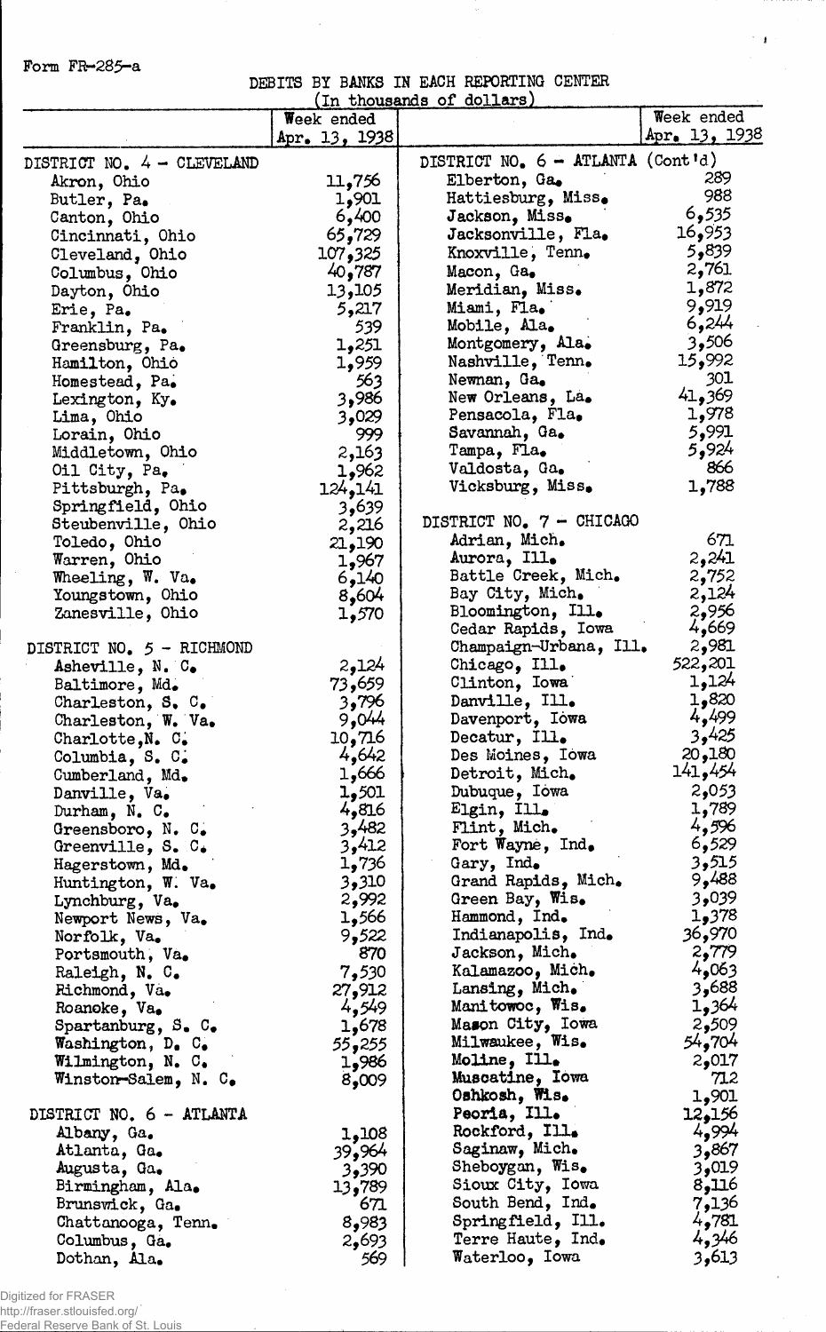Form FR-285-a

DEBITS BY BANKS IN EACH REPORTING CENTER
(In thousands of dollars)

| | Week ended Apr. 13, 1938 | | Week ended Apr. 13, 1938 |
|---|---|---|---|
| DISTRICT NO. 4 - CLEVELAND | | DISTRICT NO. 6 - ATLANTA (Cont'd) | |
| Akron, Ohio | 11,756 | Elberton, Ga. | 289 |
| Butler, Pa. | 1,901 | Hattiesburg, Miss. | 988 |
| Canton, Ohio | 6,400 | Jackson, Miss. | 6,535 |
| Cincinnati, Ohio | 65,729 | Jacksonville, Fla. | 16,953 |
| Cleveland, Ohio | 107,325 | Knoxville, Tenn. | 5,839 |
| Columbus, Ohio | 40,787 | Macon, Ga. | 2,761 |
| Dayton, Ohio | 13,105 | Meridian, Miss. | 1,872 |
| Erie, Pa. | 5,217 | Miami, Fla. | 9,919 |
| Franklin, Pa. | 539 | Mobile, Ala. | 6,244 |
| Greensburg, Pa. | 1,251 | Montgomery, Ala. | 3,506 |
| Hamilton, Ohio | 1,959 | Nashville, Tenn. | 15,992 |
| Homestead, Pa. | 563 | Newnan, Ga. | 301 |
| Lexington, Ky. | 3,986 | New Orleans, La. | 41,369 |
| Lima, Ohio | 3,029 | Pensacola, Fla. | 1,978 |
| Lorain, Ohio | 999 | Savannah, Ga. | 5,991 |
| Middletown, Ohio | 2,163 | Tampa, Fla. | 5,924 |
| Oil City, Pa. | 1,962 | Valdosta, Ga. | 866 |
| Pittsburgh, Pa. | 124,141 | Vicksburg, Miss. | 1,788 |
| Springfield, Ohio | 3,639 | | |
| Steubenville, Ohio | 2,216 | DISTRICT NO. 7 - CHICAGO | |
| Toledo, Ohio | 21,190 | Adrian, Mich. | 671 |
| Warren, Ohio | 1,967 | Aurora, Ill. | 2,241 |
| Wheeling, W. Va. | 6,140 | Battle Creek, Mich. | 2,752 |
| Youngstown, Ohio | 8,604 | Bay City, Mich. | 2,124 |
| Zanesville, Ohio | 1,570 | Bloomington, Ill. | 2,956 |
| | | Cedar Rapids, Iowa | 4,669 |
| DISTRICT NO. 5 - RICHMOND | | Champaign-Urbana, Ill. | 2,981 |
| Asheville, N. C. | 2,124 | Chicago, Ill. | 522,201 |
| Baltimore, Md. | 73,659 | Clinton, Iowa | 1,124 |
| Charleston, S. C. | 3,796 | Danville, Ill. | 1,820 |
| Charleston, W. Va. | 9,044 | Davenport, Iowa | 4,499 |
| Charlotte, N. C. | 10,716 | Decatur, Ill. | 3,425 |
| Columbia, S. C. | 4,642 | Des Moines, Iowa | 20,180 |
| Cumberland, Md. | 1,666 | Detroit, Mich. | 141,454 |
| Danville, Va. | 1,501 | Dubuque, Iowa | 2,053 |
| Durham, N. C. | 4,816 | Elgin, Ill. | 1,789 |
| Greensboro, N. C. | 3,482 | Flint, Mich. | 4,596 |
| Greenville, S. C. | 3,412 | Fort Wayne, Ind. | 6,529 |
| Hagerstown, Md. | 1,736 | Gary, Ind. | 3,515 |
| Huntington, W. Va. | 3,310 | Grand Rapids, Mich. | 9,488 |
| Lynchburg, Va. | 2,992 | Green Bay, Wis. | 3,039 |
| Newport News, Va. | 1,566 | Hammond, Ind. | 1,378 |
| Norfolk, Va. | 9,522 | Indianapolis, Ind. | 36,970 |
| Portsmouth, Va. | 870 | Jackson, Mich. | 2,779 |
| Raleigh, N. C. | 7,530 | Kalamazoo, Mich. | 4,063 |
| Richmond, Va. | 27,912 | Lansing, Mich. | 3,688 |
| Roanoke, Va. | 4,549 | Manitowoc, Wis. | 1,364 |
| Spartanburg, S. C. | 1,678 | Mason City, Iowa | 2,509 |
| Washington, D. C. | 55,255 | Milwaukee, Wis. | 54,704 |
| Wilmington, N. C. | 1,986 | Moline, Ill. | 2,017 |
| Winston-Salem, N. C. | 8,009 | Muscatine, Iowa | 712 |
| | | Oshkosh, Wis. | 1,901 |
| DISTRICT NO. 6 - ATLANTA | | Peoria, Ill. | 12,156 |
| Albany, Ga. | 1,108 | Rockford, Ill. | 4,994 |
| Atlanta, Ga. | 39,964 | Saginaw, Mich. | 3,867 |
| Augusta, Ga. | 3,390 | Sheboygan, Wis. | 3,019 |
| Birmingham, Ala. | 13,789 | Sioux City, Iowa | 8,116 |
| Brunswick, Ga. | 671 | South Bend, Ind. | 7,136 |
| Chattanooga, Tenn. | 8,983 | Springfield, Ill. | 4,781 |
| Columbus, Ga. | 2,693 | Terre Haute, Ind. | 4,346 |
| Dothan, Ala. | 569 | Waterloo, Iowa | 3,613 |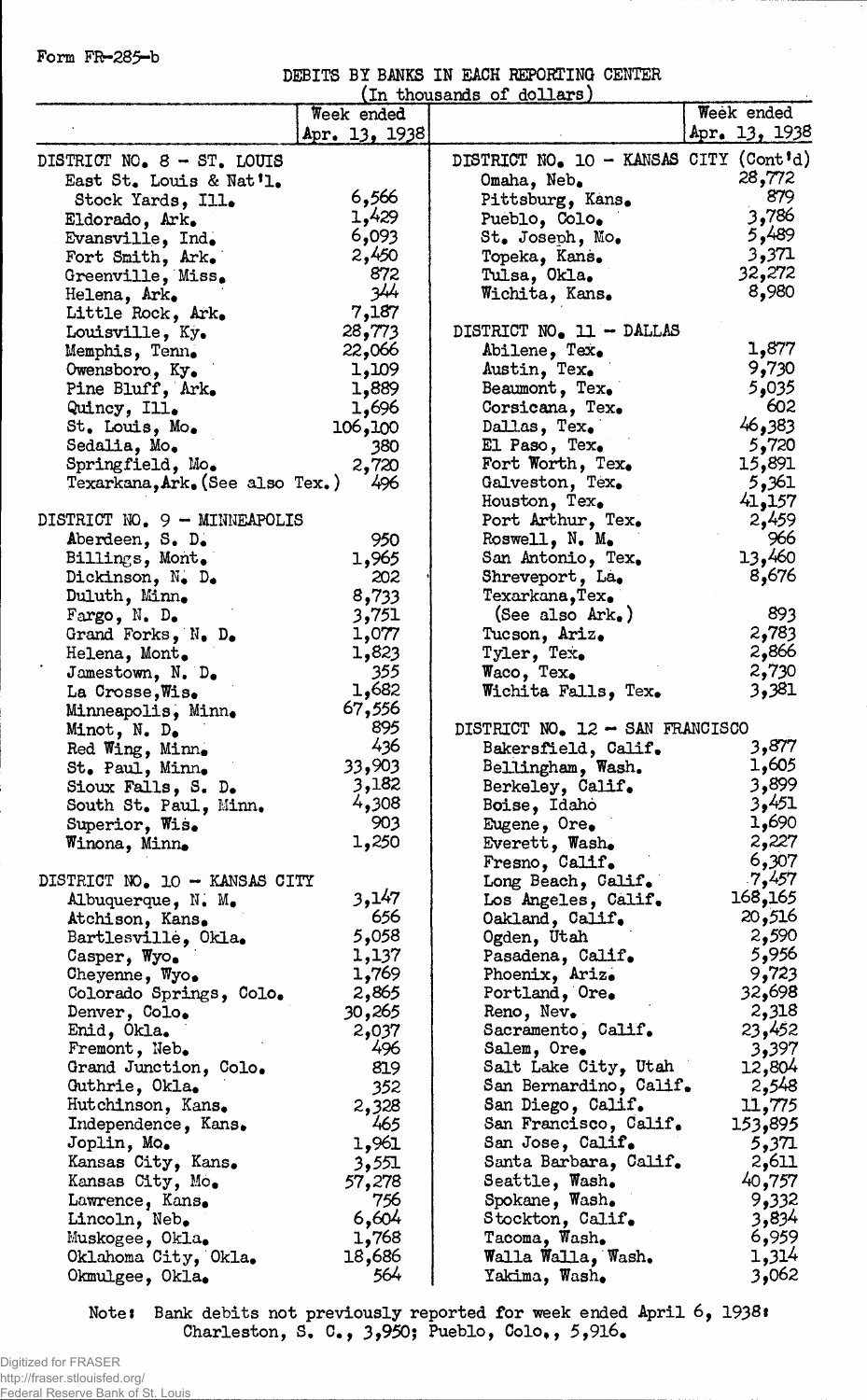Form FR-285-b

# DEBITS BY BANKS IN EACH REPORTING CENTER

(In thousands of dollars)

| | Week ended Apr. 13, 1938 |
|---|---|
| **DISTRICT NO. 8 - ST. LOUIS** | |
| East St. Louis & Nat'l. Stock Yards, Ill. | 6,566 |
| Eldorado, Ark. | 1,429 |
| Evansville, Ind. | 6,093 |
| Fort Smith, Ark. | 2,450 |
| Greenville, Miss. | 872 |
| Helena, Ark. | 344 |
| Little Rock, Ark. | 7,187 |
| Louisville, Ky. | 28,773 |
| Memphis, Tenn. | 22,066 |
| Owensboro, Ky. | 1,109 |
| Pine Bluff, Ark. | 1,889 |
| Quincy, Ill. | 1,696 |
| St. Louis, Mo. | 106,100 |
| Sedalia, Mo. | 380 |
| Springfield, Mo. | 2,720 |
| Texarkana, Ark. (See also Tex.) | 496 |
| **DISTRICT NO. 9 - MINNEAPOLIS** | |
| Aberdeen, S. D. | 950 |
| Billings, Mont. | 1,965 |
| Dickinson, N. D. | 202 |
| Duluth, Minn. | 8,733 |
| Fargo, N. D. | 3,751 |
| Grand Forks, N. D. | 1,077 |
| Helena, Mont. | 1,823 |
| Jamestown, N. D. | 355 |
| La Crosse, Wis. | 1,682 |
| Minneapolis, Minn. | 67,556 |
| Minot, N. D. | 895 |
| Red Wing, Minn. | 436 |
| St. Paul, Minn. | 33,903 |
| Sioux Falls, S. D. | 3,182 |
| South St. Paul, Minn. | 4,308 |
| Superior, Wis. | 903 |
| Winona, Minn. | 1,250 |
| **DISTRICT NO. 10 - KANSAS CITY** | |
| Albuquerque, N. M. | 3,147 |
| Atchison, Kans. | 656 |
| Bartlesville, Okla. | 5,058 |
| Casper, Wyo. | 1,137 |
| Cheyenne, Wyo. | 1,769 |
| Colorado Springs, Colo. | 2,865 |
| Denver, Colo. | 30,265 |
| Enid, Okla. | 2,037 |
| Fremont, Neb. | 496 |
| Grand Junction, Colo. | 819 |
| Guthrie, Okla. | 352 |
| Hutchinson, Kans. | 2,328 |
| Independence, Kans. | 465 |
| Joplin, Mo. | 1,961 |
| Kansas City, Kans. | 3,551 |
| Kansas City, Mo. | 57,278 |
| Lawrence, Kans. | 756 |
| Lincoln, Neb. | 6,604 |
| Muskogee, Okla. | 1,768 |
| Oklahoma City, Okla. | 18,686 |
| Okmulgee, Okla. | 564 |
| **DISTRICT NO. 10 - KANSAS CITY (Cont'd)** | |
| Omaha, Neb. | 28,772 |
| Pittsburg, Kans. | 879 |
| Pueblo, Colo. | 3,786 |
| St. Joseph, Mo. | 5,489 |
| Topeka, Kans. | 3,371 |
| Tulsa, Okla. | 32,272 |
| Wichita, Kans. | 8,980 |
| **DISTRICT NO. 11 - DALLAS** | |
| Abilene, Tex. | 1,877 |
| Austin, Tex. | 9,730 |
| Beaumont, Tex. | 5,035 |
| Corsicana, Tex. | 602 |
| Dallas, Tex. | 46,383 |
| El Paso, Tex. | 5,720 |
| Fort Worth, Tex. | 15,891 |
| Galveston, Tex. | 5,361 |
| Houston, Tex. | 41,157 |
| Port Arthur, Tex. | 2,459 |
| Roswell, N. M. | 966 |
| San Antonio, Tex. | 13,460 |
| Shreveport, La. | 8,676 |
| Texarkana, Tex. (See also Ark.) | 893 |
| Tucson, Ariz. | 2,783 |
| Tyler, Tex. | 2,866 |
| Waco, Tex. | 2,730 |
| Wichita Falls, Tex. | 3,381 |
| **DISTRICT NO. 12 - SAN FRANCISCO** | |
| Bakersfield, Calif. | 3,877 |
| Bellingham, Wash. | 1,605 |
| Berkeley, Calif. | 3,899 |
| Boise, Idaho | 3,451 |
| Eugene, Ore. | 1,690 |
| Everett, Wash. | 2,227 |
| Fresno, Calif. | 6,307 |
| Long Beach, Calif. | 7,457 |
| Los Angeles, Calif. | 168,165 |
| Oakland, Calif. | 20,516 |
| Ogden, Utah | 2,590 |
| Pasadena, Calif. | 5,956 |
| Phoenix, Ariz. | 9,723 |
| Portland, Ore. | 32,698 |
| Reno, Nev. | 2,318 |
| Sacramento, Calif. | 23,452 |
| Salem, Ore. | 3,397 |
| Salt Lake City, Utah | 12,804 |
| San Bernardino, Calif. | 2,548 |
| San Diego, Calif. | 11,775 |
| San Francisco, Calif. | 153,895 |
| San Jose, Calif. | 5,371 |
| Santa Barbara, Calif. | 2,611 |
| Seattle, Wash. | 40,757 |
| Spokane, Wash. | 9,332 |
| Stockton, Calif. | 3,834 |
| Tacoma, Wash. | 6,959 |
| Walla Walla, Wash. | 1,314 |
| Yakima, Wash. | 3,062 |

Note: Bank debits not previously reported for week ended April 6, 1938: Charleston, S. C., 3,950; Pueblo, Colo., 5,916.

Digitized for FRASER
http://fraser.stlouisfed.org/
Federal Reserve Bank of St. Louis